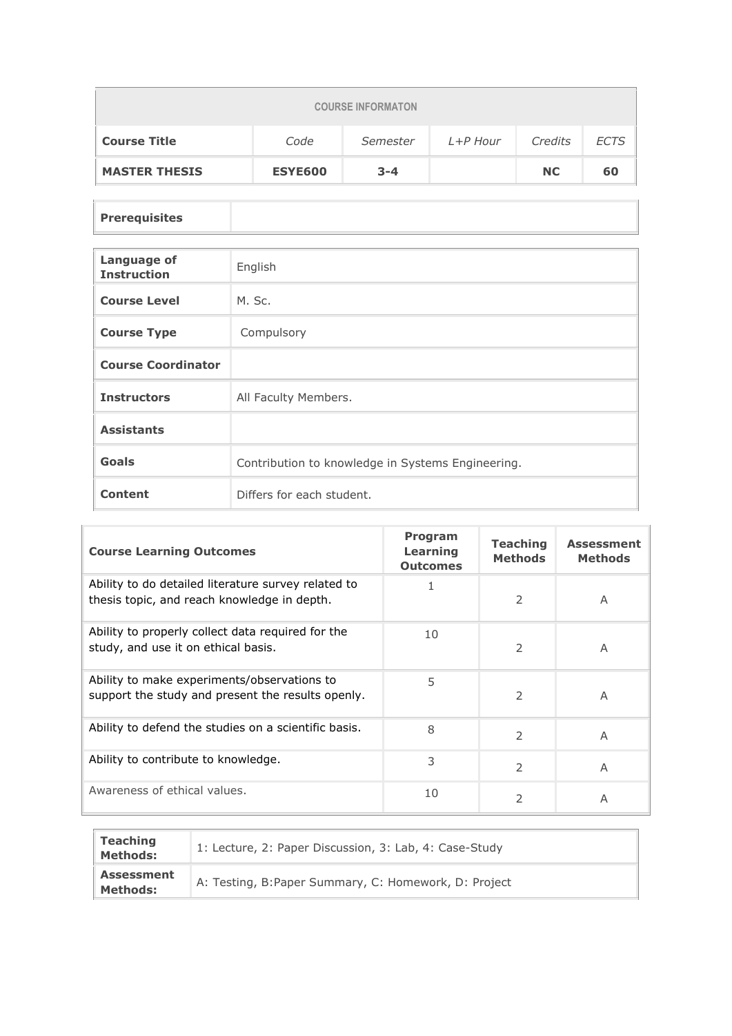| COURSE INFORMATON | | | | | |
|---|---|---|---|---|---|
| **Course Title** | *Code* | *Semester* | *L+P Hour* | *Credits* | *ECTS* |
| **MASTER THESIS** | **ESYE600** | **3-4** | | **NC** | **60** |

| **Prerequisites** | |
|---|---|

| | |
|---|---|
| **Language of Instruction** | English |
| **Course Level** | M. Sc. |
| **Course Type** | Compulsory |
| **Course Coordinator** | |
| **Instructors** | All Faculty Members. |
| **Assistants** | |
| **Goals** | Contribution to knowledge in Systems Engineering. |
| **Content** | Differs for each student. |

| **Course Learning Outcomes** | **Program Learning Outcomes** | **Teaching Methods** | **Assessment Methods** |
|---|---|---|---|
| Ability to do detailed literature survey related to thesis topic, and reach knowledge in depth. | 1 | 2 | A |
| Ability to properly collect data required for the study, and use it on ethical basis. | 10 | 2 | A |
| Ability to make experiments/observations to support the study and present the results openly. | 5 | 2 | A |
| Ability to defend the studies on a scientific basis. | 8 | 2 | A |
| Ability to contribute to knowledge. | 3 | 2 | A |
| Awareness of ethical values. | 10 | 2 | A |

| | |
|---|---|
| **Teaching Methods:** | 1: Lecture, 2: Paper Discussion, 3: Lab, 4: Case-Study |
| **Assessment Methods:** | A: Testing, B:Paper Summary, C: Homework, D: Project |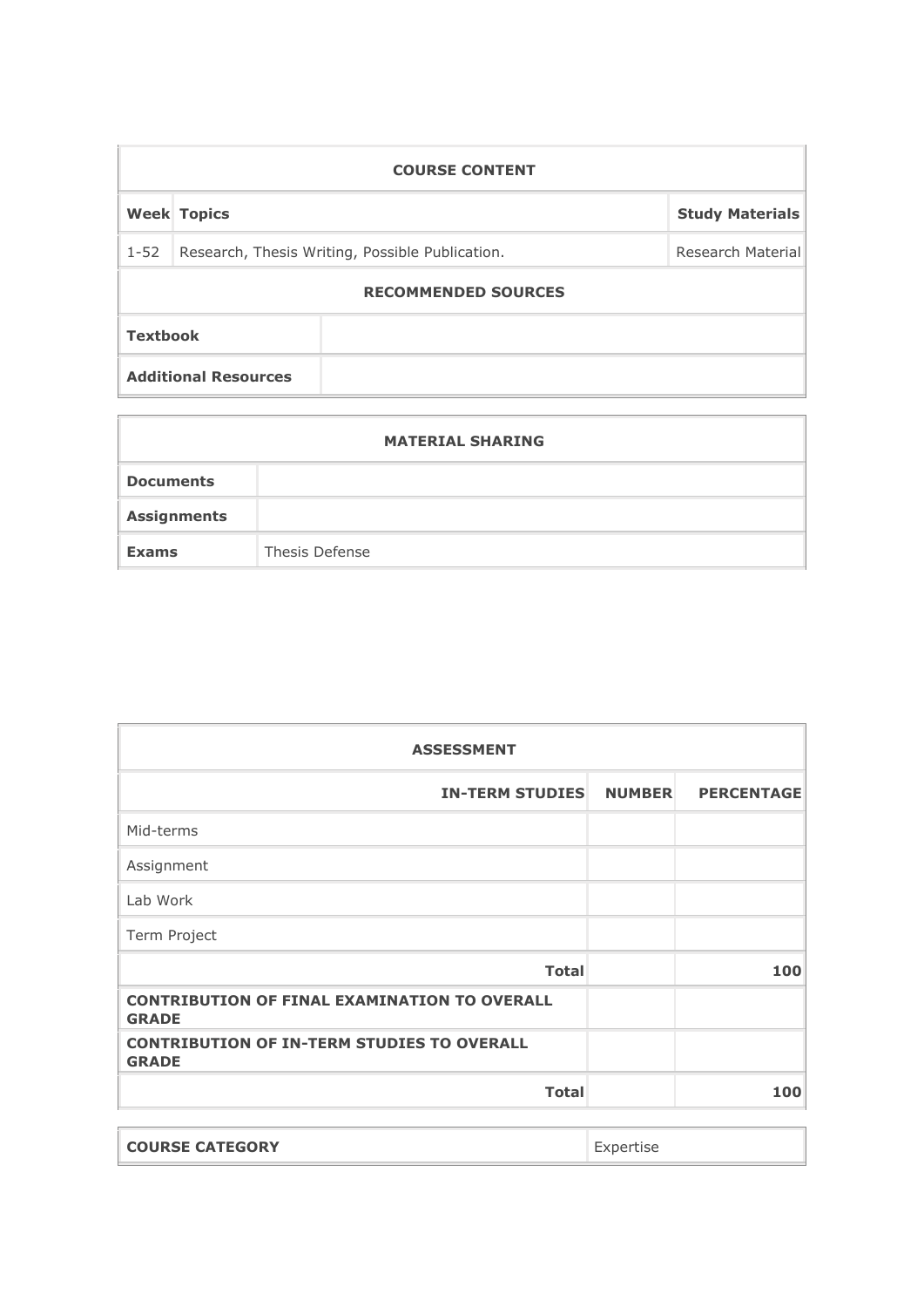| COURSE CONTENT | | |
|---|---|---|
| **Week** | **Topics** | **Study Materials** |
| 1-52 | Research, Thesis Writing, Possible Publication. | Research Material |

| RECOMMENDED SOURCES | |
|---|---|
| **Textbook** | |
| **Additional Resources** | |

| MATERIAL SHARING | |
|---|---|
| **Documents** | |
| **Assignments** | |
| **Exams** | Thesis Defense |

| ASSESSMENT | | |
|---|---|---|
| **IN-TERM STUDIES** | **NUMBER** | **PERCENTAGE** |
| Mid-terms | | |
| Assignment | | |
| Lab Work | | |
| Term Project | | |
| **Total** | | **100** |
| **CONTRIBUTION OF FINAL EXAMINATION TO OVERALL GRADE** | | |
| **CONTRIBUTION OF IN-TERM STUDIES TO OVERALL GRADE** | | |
| **Total** | | **100** |

| COURSE CATEGORY | Expertise |
|---|---|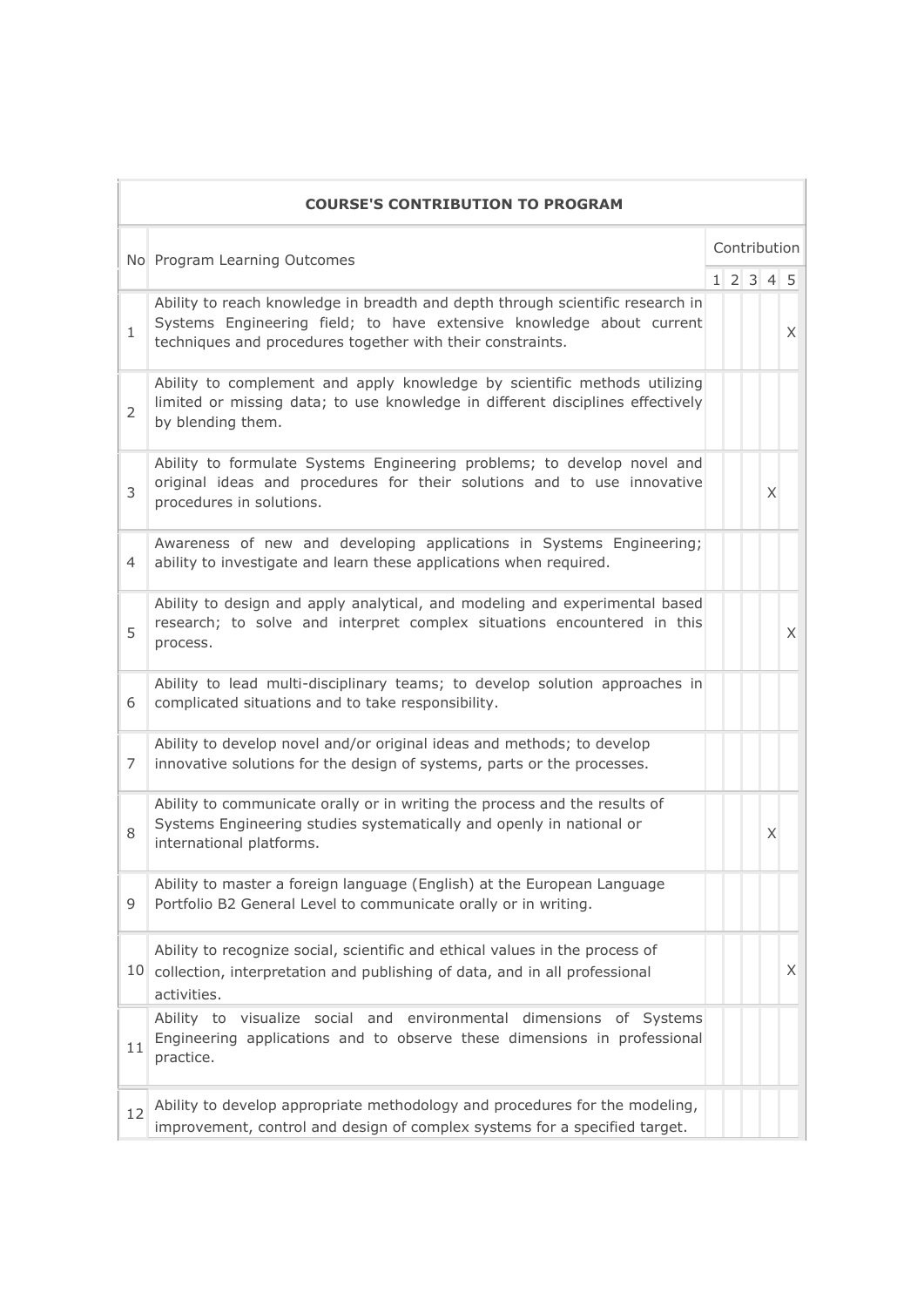| COURSE'S CONTRIBUTION TO PROGRAM | | | | | | |
|---|---|---|---|---|---|---|
| No | Program Learning Outcomes | Contribution | | | | |
| | | 1 | 2 | 3 | 4 | 5 |
| 1 | Ability to reach knowledge in breadth and depth through scientific research in Systems Engineering field; to have extensive knowledge about current techniques and procedures together with their constraints. | | | | | X |
| 2 | Ability to complement and apply knowledge by scientific methods utilizing limited or missing data; to use knowledge in different disciplines effectively by blending them. | | | | | |
| 3 | Ability to formulate Systems Engineering problems; to develop novel and original ideas and procedures for their solutions and to use innovative procedures in solutions. | | | | X | |
| 4 | Awareness of new and developing applications in Systems Engineering; ability to investigate and learn these applications when required. | | | | | |
| 5 | Ability to design and apply analytical, and modeling and experimental based research; to solve and interpret complex situations encountered in this process. | | | | | X |
| 6 | Ability to lead multi-disciplinary teams; to develop solution approaches in complicated situations and to take responsibility. | | | | | |
| 7 | Ability to develop novel and/or original ideas and methods; to develop innovative solutions for the design of systems, parts or the processes. | | | | | |
| 8 | Ability to communicate orally or in writing the process and the results of Systems Engineering studies systematically and openly in national or international platforms. | | | | X | |
| 9 | Ability to master a foreign language (English) at the European Language Portfolio B2 General Level to communicate orally or in writing. | | | | | |
| 10 | Ability to recognize social, scientific and ethical values in the process of collection, interpretation and publishing of data, and in all professional activities. | | | | | X |
| 11 | Ability to visualize social and environmental dimensions of Systems Engineering applications and to observe these dimensions in professional practice. | | | | | |
| 12 | Ability to develop appropriate methodology and procedures for the modeling, improvement, control and design of complex systems for a specified target. | | | | | |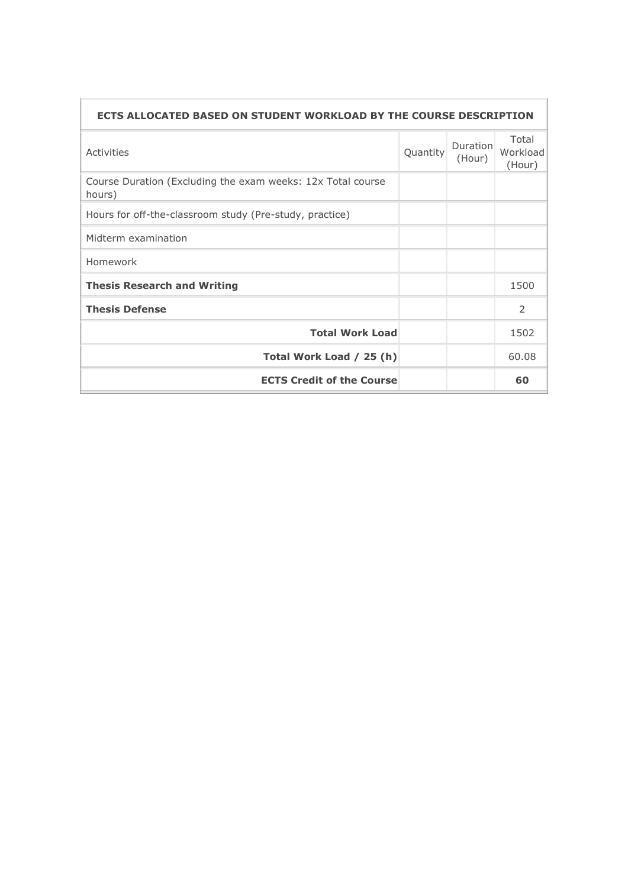| ECTS ALLOCATED BASED ON STUDENT WORKLOAD BY THE COURSE DESCRIPTION | | | |
|---|---|---|---|
| Activities | Quantity | Duration (Hour) | Total Workload (Hour) |
| Course Duration (Excluding the exam weeks: 12x Total course hours) | | | |
| Hours for off-the-classroom study (Pre-study, practice) | | | |
| Midterm examination | | | |
| Homework | | | |
| **Thesis Research and Writing** | | | 1500 |
| **Thesis Defense** | | | 2 |
| **Total Work Load** | | | 1502 |
| **Total Work Load / 25 (h)** | | | 60.08 |
| **ECTS Credit of the Course** | | | **60** |